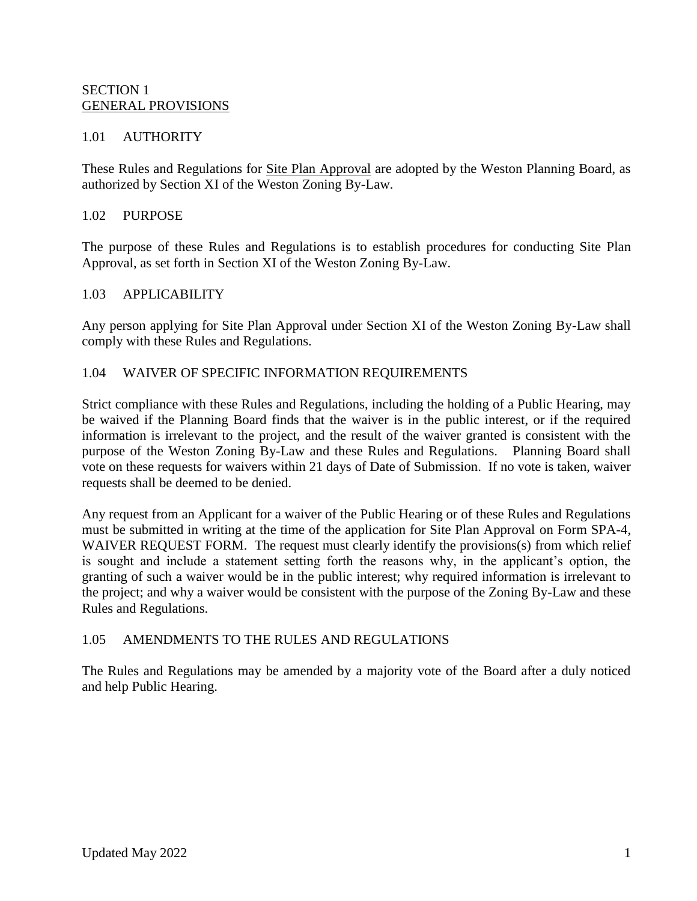# SECTION 1
## GENERAL PROVISIONS

### 1.01 AUTHORITY

These Rules and Regulations for Site Plan Approval are adopted by the Weston Planning Board, as authorized by Section XI of the Weston Zoning By-Law.

### 1.02 PURPOSE

The purpose of these Rules and Regulations is to establish procedures for conducting Site Plan Approval, as set forth in Section XI of the Weston Zoning By-Law.

### 1.03 APPLICABILITY

Any person applying for Site Plan Approval under Section XI of the Weston Zoning By-Law shall comply with these Rules and Regulations.

### 1.04 WAIVER OF SPECIFIC INFORMATION REQUIREMENTS

Strict compliance with these Rules and Regulations, including the holding of a Public Hearing, may be waived if the Planning Board finds that the waiver is in the public interest, or if the required information is irrelevant to the project, and the result of the waiver granted is consistent with the purpose of the Weston Zoning By-Law and these Rules and Regulations. Planning Board shall vote on these requests for waivers within 21 days of Date of Submission. If no vote is taken, waiver requests shall be deemed to be denied.

Any request from an Applicant for a waiver of the Public Hearing or of these Rules and Regulations must be submitted in writing at the time of the application for Site Plan Approval on Form SPA-4, WAIVER REQUEST FORM. The request must clearly identify the provisions(s) from which relief is sought and include a statement setting forth the reasons why, in the applicant's option, the granting of such a waiver would be in the public interest; why required information is irrelevant to the project; and why a waiver would be consistent with the purpose of the Zoning By-Law and these Rules and Regulations.

### 1.05 AMENDMENTS TO THE RULES AND REGULATIONS

The Rules and Regulations may be amended by a majority vote of the Board after a duly noticed and help Public Hearing.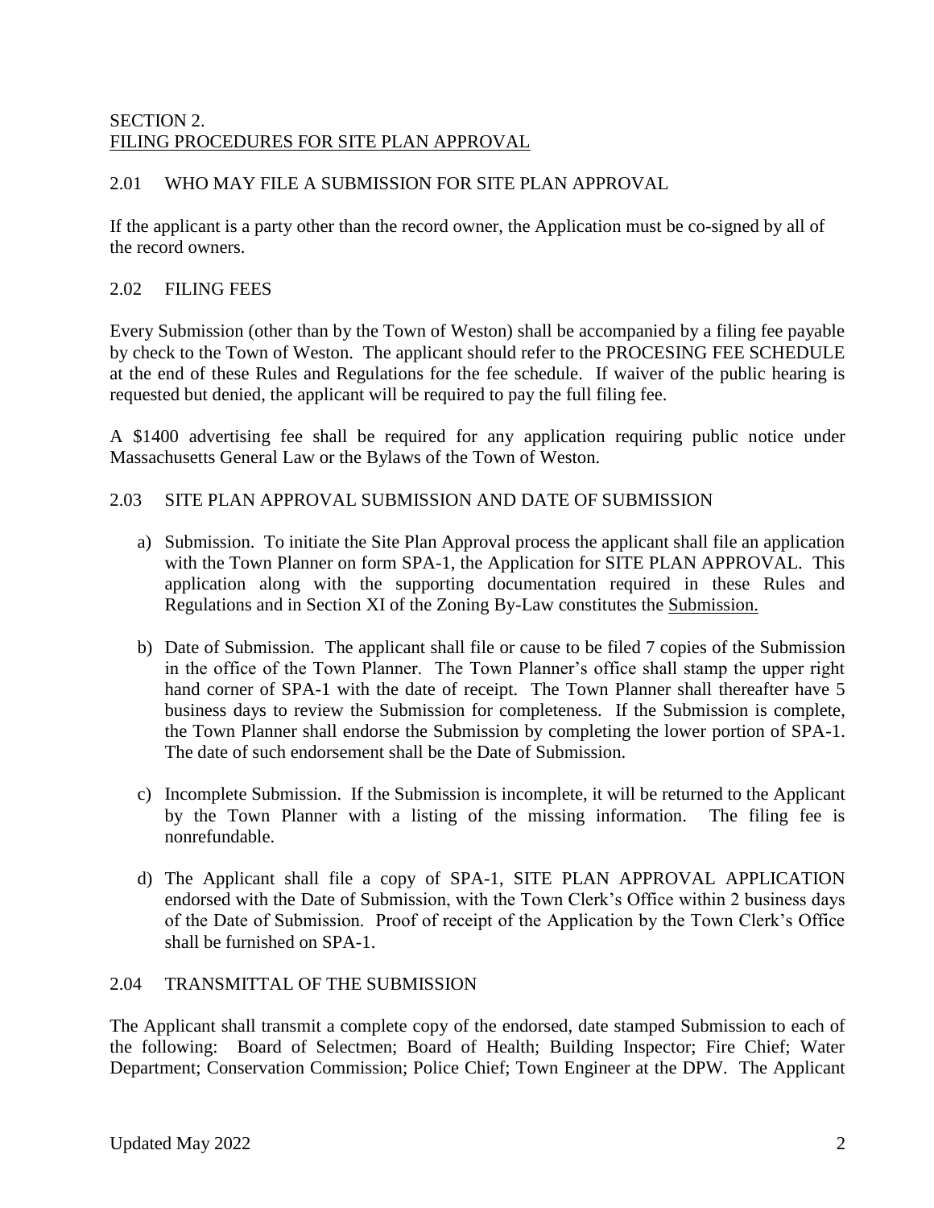## SECTION 2.
## FILING PROCEDURES FOR SITE PLAN APPROVAL

### 2.01 WHO MAY FILE A SUBMISSION FOR SITE PLAN APPROVAL

If the applicant is a party other than the record owner, the Application must be co-signed by all of the record owners.

### 2.02 FILING FEES

Every Submission (other than by the Town of Weston) shall be accompanied by a filing fee payable by check to the Town of Weston. The applicant should refer to the PROCESING FEE SCHEDULE at the end of these Rules and Regulations for the fee schedule. If waiver of the public hearing is requested but denied, the applicant will be required to pay the full filing fee.

A $1400 advertising fee shall be required for any application requiring public notice under Massachusetts General Law or the Bylaws of the Town of Weston.

### 2.03 SITE PLAN APPROVAL SUBMISSION AND DATE OF SUBMISSION

a) Submission. To initiate the Site Plan Approval process the applicant shall file an application with the Town Planner on form SPA-1, the Application for SITE PLAN APPROVAL. This application along with the supporting documentation required in these Rules and Regulations and in Section XI of the Zoning By-Law constitutes the Submission.

b) Date of Submission. The applicant shall file or cause to be filed 7 copies of the Submission in the office of the Town Planner. The Town Planner's office shall stamp the upper right hand corner of SPA-1 with the date of receipt. The Town Planner shall thereafter have 5 business days to review the Submission for completeness. If the Submission is complete, the Town Planner shall endorse the Submission by completing the lower portion of SPA-1. The date of such endorsement shall be the Date of Submission.

c) Incomplete Submission. If the Submission is incomplete, it will be returned to the Applicant by the Town Planner with a listing of the missing information. The filing fee is nonrefundable.

d) The Applicant shall file a copy of SPA-1, SITE PLAN APPROVAL APPLICATION endorsed with the Date of Submission, with the Town Clerk's Office within 2 business days of the Date of Submission. Proof of receipt of the Application by the Town Clerk's Office shall be furnished on SPA-1.

### 2.04 TRANSMITTAL OF THE SUBMISSION

The Applicant shall transmit a complete copy of the endorsed, date stamped Submission to each of the following: Board of Selectmen; Board of Health; Building Inspector; Fire Chief; Water Department; Conservation Commission; Police Chief; Town Engineer at the DPW. The Applicant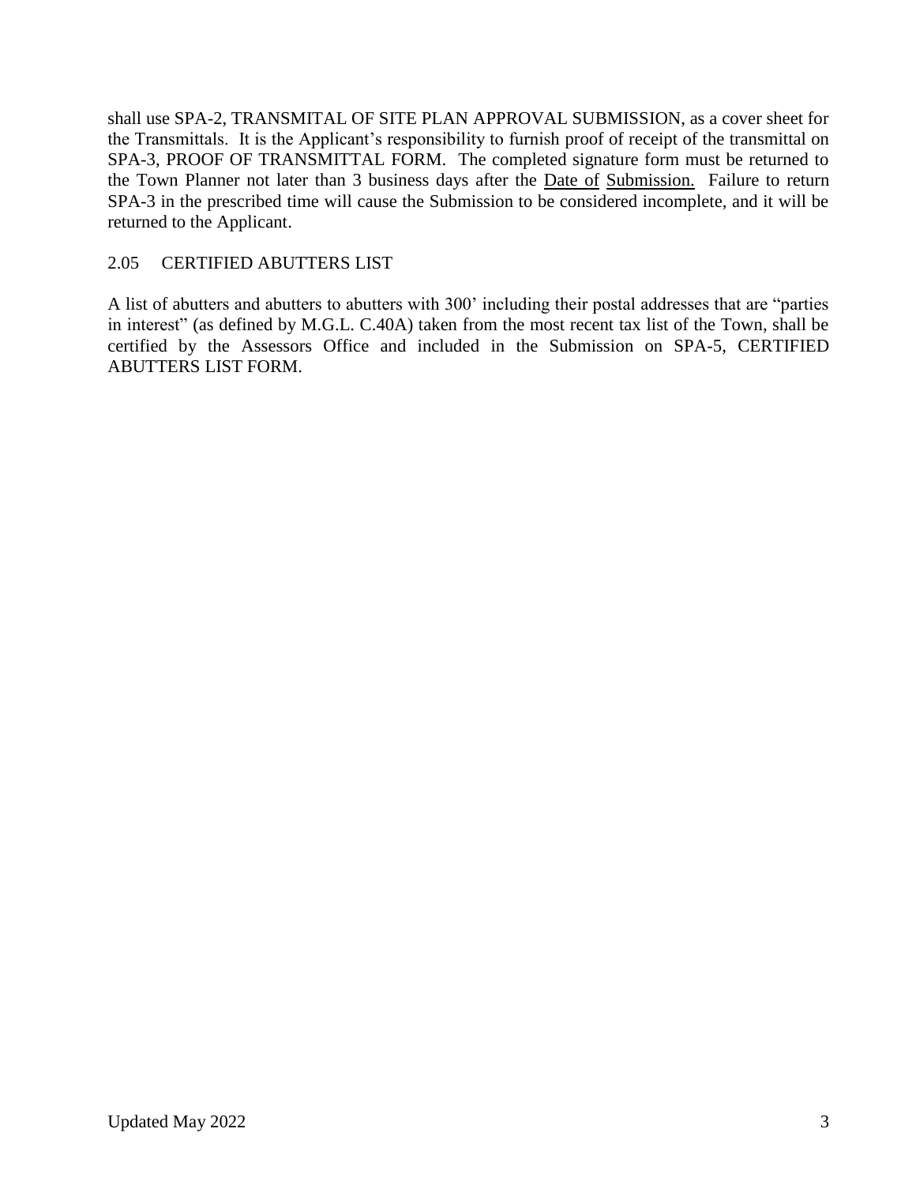shall use SPA-2, TRANSMITAL OF SITE PLAN APPROVAL SUBMISSION, as a cover sheet for the Transmittals. It is the Applicant's responsibility to furnish proof of receipt of the transmittal on SPA-3, PROOF OF TRANSMITTAL FORM. The completed signature form must be returned to the Town Planner not later than 3 business days after the <u>Date of</u> <u>Submission.</u> Failure to return SPA-3 in the prescribed time will cause the Submission to be considered incomplete, and it will be returned to the Applicant.

## 2.05 CERTIFIED ABUTTERS LIST

A list of abutters and abutters to abutters with 300' including their postal addresses that are "parties in interest" (as defined by M.G.L. C.40A) taken from the most recent tax list of the Town, shall be certified by the Assessors Office and included in the Submission on SPA-5, CERTIFIED ABUTTERS LIST FORM.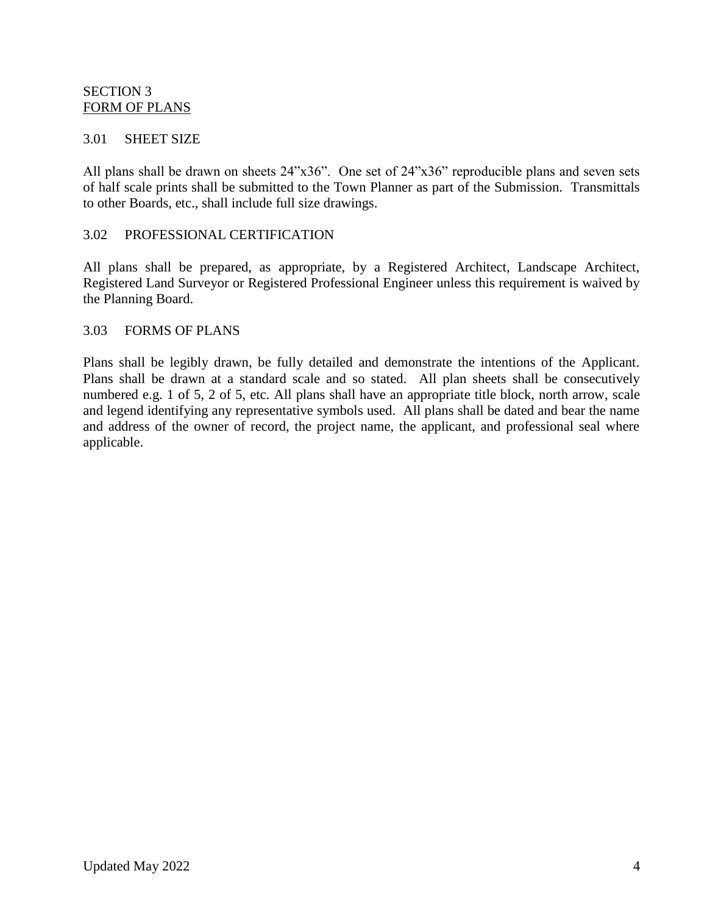## SECTION 3
## FORM OF PLANS

### 3.01 SHEET SIZE

All plans shall be drawn on sheets 24"x36". One set of 24"x36" reproducible plans and seven sets of half scale prints shall be submitted to the Town Planner as part of the Submission. Transmittals to other Boards, etc., shall include full size drawings.

### 3.02 PROFESSIONAL CERTIFICATION

All plans shall be prepared, as appropriate, by a Registered Architect, Landscape Architect, Registered Land Surveyor or Registered Professional Engineer unless this requirement is waived by the Planning Board.

### 3.03 FORMS OF PLANS

Plans shall be legibly drawn, be fully detailed and demonstrate the intentions of the Applicant. Plans shall be drawn at a standard scale and so stated. All plan sheets shall be consecutively numbered e.g. 1 of 5, 2 of 5, etc. All plans shall have an appropriate title block, north arrow, scale and legend identifying any representative symbols used. All plans shall be dated and bear the name and address of the owner of record, the project name, the applicant, and professional seal where applicable.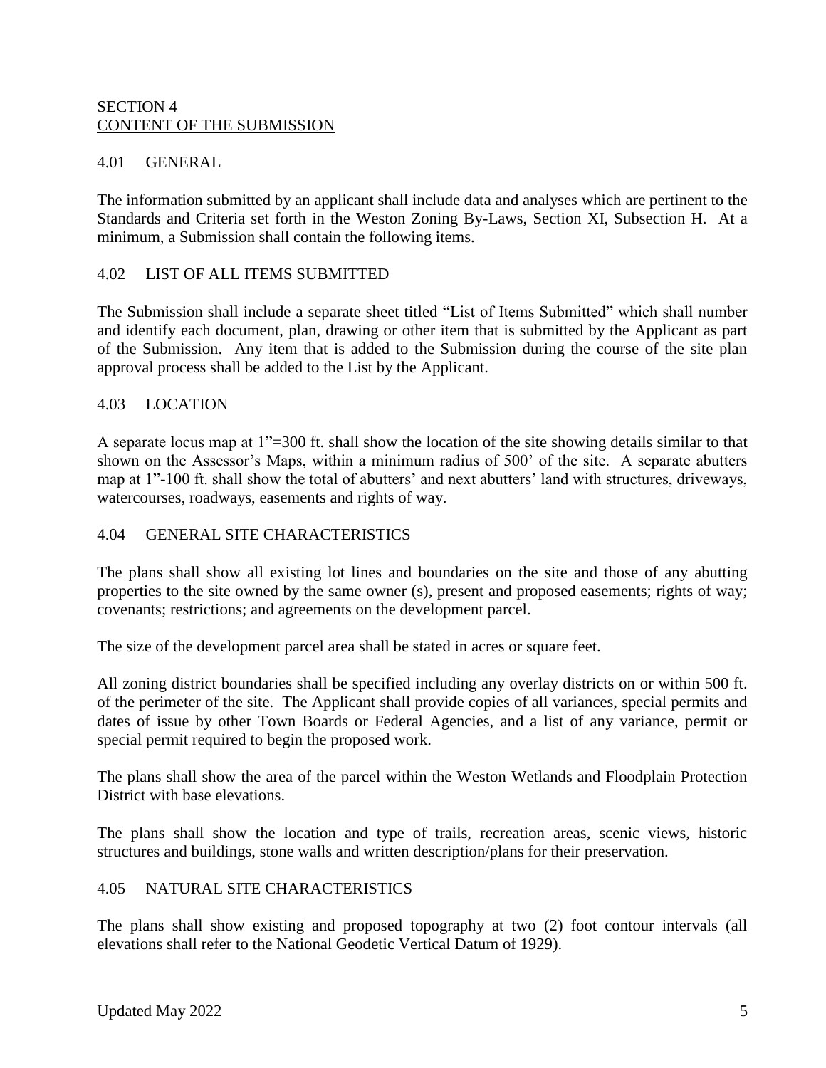## SECTION 4
## CONTENT OF THE SUBMISSION

### 4.01 GENERAL

The information submitted by an applicant shall include data and analyses which are pertinent to the Standards and Criteria set forth in the Weston Zoning By-Laws, Section XI, Subsection H. At a minimum, a Submission shall contain the following items.

### 4.02 LIST OF ALL ITEMS SUBMITTED

The Submission shall include a separate sheet titled "List of Items Submitted" which shall number and identify each document, plan, drawing or other item that is submitted by the Applicant as part of the Submission. Any item that is added to the Submission during the course of the site plan approval process shall be added to the List by the Applicant.

### 4.03 LOCATION

A separate locus map at 1"=300 ft. shall show the location of the site showing details similar to that shown on the Assessor's Maps, within a minimum radius of 500' of the site. A separate abutters map at 1"-100 ft. shall show the total of abutters' and next abutters' land with structures, driveways, watercourses, roadways, easements and rights of way.

### 4.04 GENERAL SITE CHARACTERISTICS

The plans shall show all existing lot lines and boundaries on the site and those of any abutting properties to the site owned by the same owner (s), present and proposed easements; rights of way; covenants; restrictions; and agreements on the development parcel.

The size of the development parcel area shall be stated in acres or square feet.

All zoning district boundaries shall be specified including any overlay districts on or within 500 ft. of the perimeter of the site. The Applicant shall provide copies of all variances, special permits and dates of issue by other Town Boards or Federal Agencies, and a list of any variance, permit or special permit required to begin the proposed work.

The plans shall show the area of the parcel within the Weston Wetlands and Floodplain Protection District with base elevations.

The plans shall show the location and type of trails, recreation areas, scenic views, historic structures and buildings, stone walls and written description/plans for their preservation.

### 4.05 NATURAL SITE CHARACTERISTICS

The plans shall show existing and proposed topography at two (2) foot contour intervals (all elevations shall refer to the National Geodetic Vertical Datum of 1929).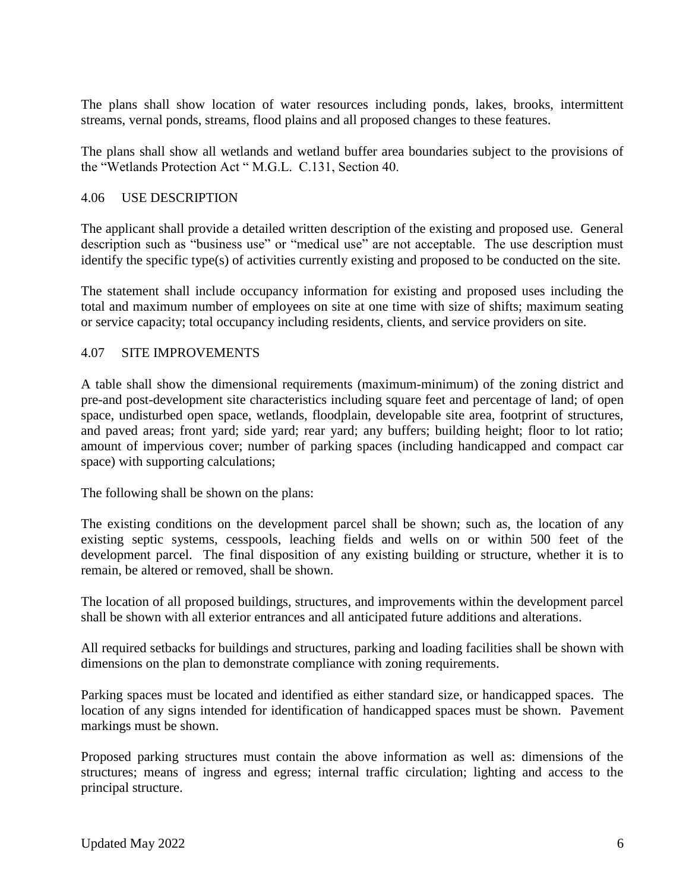The plans shall show location of water resources including ponds, lakes, brooks, intermittent streams, vernal ponds, streams, flood plains and all proposed changes to these features.

The plans shall show all wetlands and wetland buffer area boundaries subject to the provisions of the "Wetlands Protection Act " M.G.L. C.131, Section 40.

## 4.06 USE DESCRIPTION

The applicant shall provide a detailed written description of the existing and proposed use. General description such as "business use" or "medical use" are not acceptable. The use description must identify the specific type(s) of activities currently existing and proposed to be conducted on the site.

The statement shall include occupancy information for existing and proposed uses including the total and maximum number of employees on site at one time with size of shifts; maximum seating or service capacity; total occupancy including residents, clients, and service providers on site.

## 4.07 SITE IMPROVEMENTS

A table shall show the dimensional requirements (maximum-minimum) of the zoning district and pre-and post-development site characteristics including square feet and percentage of land; of open space, undisturbed open space, wetlands, floodplain, developable site area, footprint of structures, and paved areas; front yard; side yard; rear yard; any buffers; building height; floor to lot ratio; amount of impervious cover; number of parking spaces (including handicapped and compact car space) with supporting calculations;

The following shall be shown on the plans:

The existing conditions on the development parcel shall be shown; such as, the location of any existing septic systems, cesspools, leaching fields and wells on or within 500 feet of the development parcel. The final disposition of any existing building or structure, whether it is to remain, be altered or removed, shall be shown.

The location of all proposed buildings, structures, and improvements within the development parcel shall be shown with all exterior entrances and all anticipated future additions and alterations.

All required setbacks for buildings and structures, parking and loading facilities shall be shown with dimensions on the plan to demonstrate compliance with zoning requirements.

Parking spaces must be located and identified as either standard size, or handicapped spaces. The location of any signs intended for identification of handicapped spaces must be shown. Pavement markings must be shown.

Proposed parking structures must contain the above information as well as: dimensions of the structures; means of ingress and egress; internal traffic circulation; lighting and access to the principal structure.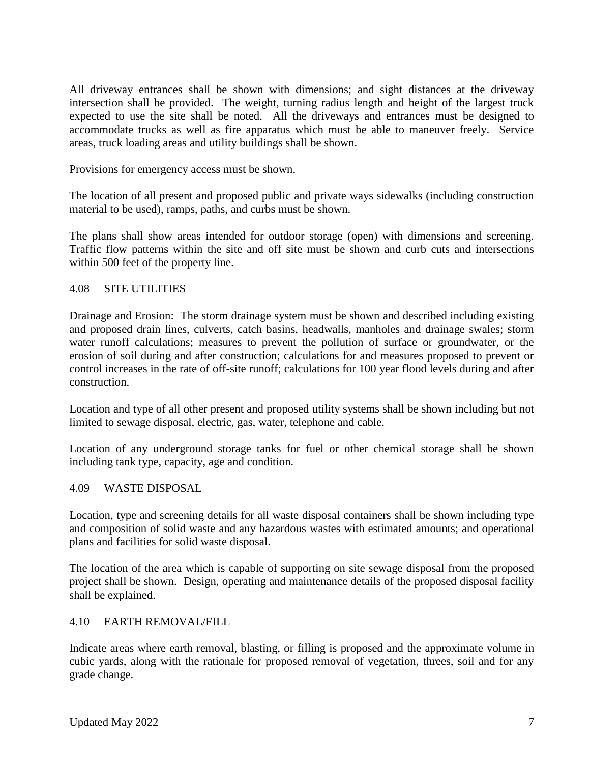All driveway entrances shall be shown with dimensions; and sight distances at the driveway intersection shall be provided. The weight, turning radius length and height of the largest truck expected to use the site shall be noted. All the driveways and entrances must be designed to accommodate trucks as well as fire apparatus which must be able to maneuver freely. Service areas, truck loading areas and utility buildings shall be shown.

Provisions for emergency access must be shown.

The location of all present and proposed public and private ways sidewalks (including construction material to be used), ramps, paths, and curbs must be shown.

The plans shall show areas intended for outdoor storage (open) with dimensions and screening. Traffic flow patterns within the site and off site must be shown and curb cuts and intersections within 500 feet of the property line.

## 4.08 SITE UTILITIES

Drainage and Erosion: The storm drainage system must be shown and described including existing and proposed drain lines, culverts, catch basins, headwalls, manholes and drainage swales; storm water runoff calculations; measures to prevent the pollution of surface or groundwater, or the erosion of soil during and after construction; calculations for and measures proposed to prevent or control increases in the rate of off-site runoff; calculations for 100 year flood levels during and after construction.

Location and type of all other present and proposed utility systems shall be shown including but not limited to sewage disposal, electric, gas, water, telephone and cable.

Location of any underground storage tanks for fuel or other chemical storage shall be shown including tank type, capacity, age and condition.

## 4.09 WASTE DISPOSAL

Location, type and screening details for all waste disposal containers shall be shown including type and composition of solid waste and any hazardous wastes with estimated amounts; and operational plans and facilities for solid waste disposal.

The location of the area which is capable of supporting on site sewage disposal from the proposed project shall be shown. Design, operating and maintenance details of the proposed disposal facility shall be explained.

## 4.10 EARTH REMOVAL/FILL

Indicate areas where earth removal, blasting, or filling is proposed and the approximate volume in cubic yards, along with the rationale for proposed removal of vegetation, threes, soil and for any grade change.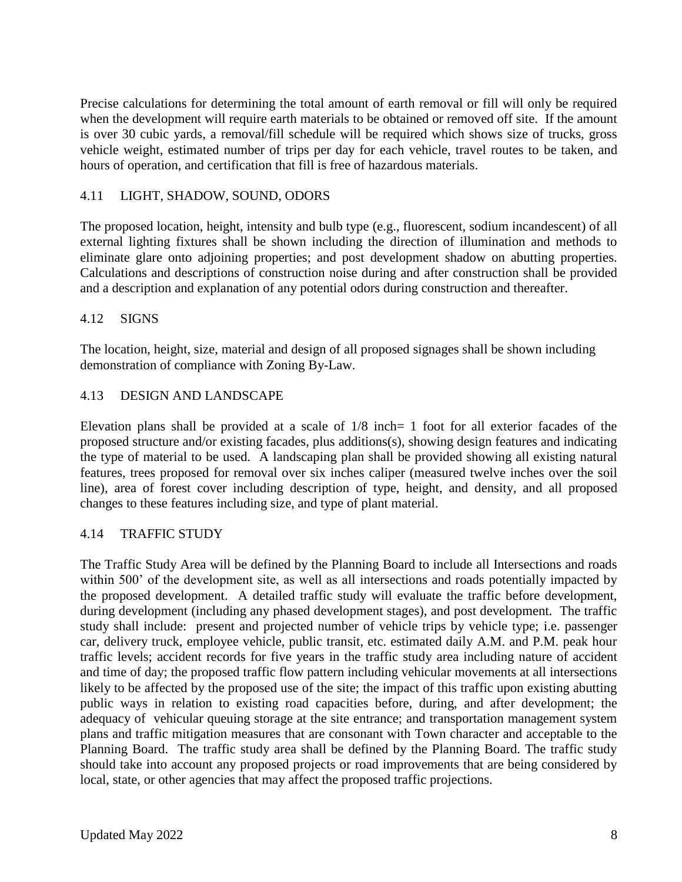Precise calculations for determining the total amount of earth removal or fill will only be required when the development will require earth materials to be obtained or removed off site. If the amount is over 30 cubic yards, a removal/fill schedule will be required which shows size of trucks, gross vehicle weight, estimated number of trips per day for each vehicle, travel routes to be taken, and hours of operation, and certification that fill is free of hazardous materials.

## 4.11 LIGHT, SHADOW, SOUND, ODORS

The proposed location, height, intensity and bulb type (e.g., fluorescent, sodium incandescent) of all external lighting fixtures shall be shown including the direction of illumination and methods to eliminate glare onto adjoining properties; and post development shadow on abutting properties. Calculations and descriptions of construction noise during and after construction shall be provided and a description and explanation of any potential odors during construction and thereafter.

## 4.12 SIGNS

The location, height, size, material and design of all proposed signages shall be shown including demonstration of compliance with Zoning By-Law.

## 4.13 DESIGN AND LANDSCAPE

Elevation plans shall be provided at a scale of 1/8 inch= 1 foot for all exterior facades of the proposed structure and/or existing facades, plus additions(s), showing design features and indicating the type of material to be used. A landscaping plan shall be provided showing all existing natural features, trees proposed for removal over six inches caliper (measured twelve inches over the soil line), area of forest cover including description of type, height, and density, and all proposed changes to these features including size, and type of plant material.

## 4.14 TRAFFIC STUDY

The Traffic Study Area will be defined by the Planning Board to include all Intersections and roads within 500' of the development site, as well as all intersections and roads potentially impacted by the proposed development. A detailed traffic study will evaluate the traffic before development, during development (including any phased development stages), and post development. The traffic study shall include: present and projected number of vehicle trips by vehicle type; i.e. passenger car, delivery truck, employee vehicle, public transit, etc. estimated daily A.M. and P.M. peak hour traffic levels; accident records for five years in the traffic study area including nature of accident and time of day; the proposed traffic flow pattern including vehicular movements at all intersections likely to be affected by the proposed use of the site; the impact of this traffic upon existing abutting public ways in relation to existing road capacities before, during, and after development; the adequacy of vehicular queuing storage at the site entrance; and transportation management system plans and traffic mitigation measures that are consonant with Town character and acceptable to the Planning Board. The traffic study area shall be defined by the Planning Board. The traffic study should take into account any proposed projects or road improvements that are being considered by local, state, or other agencies that may affect the proposed traffic projections.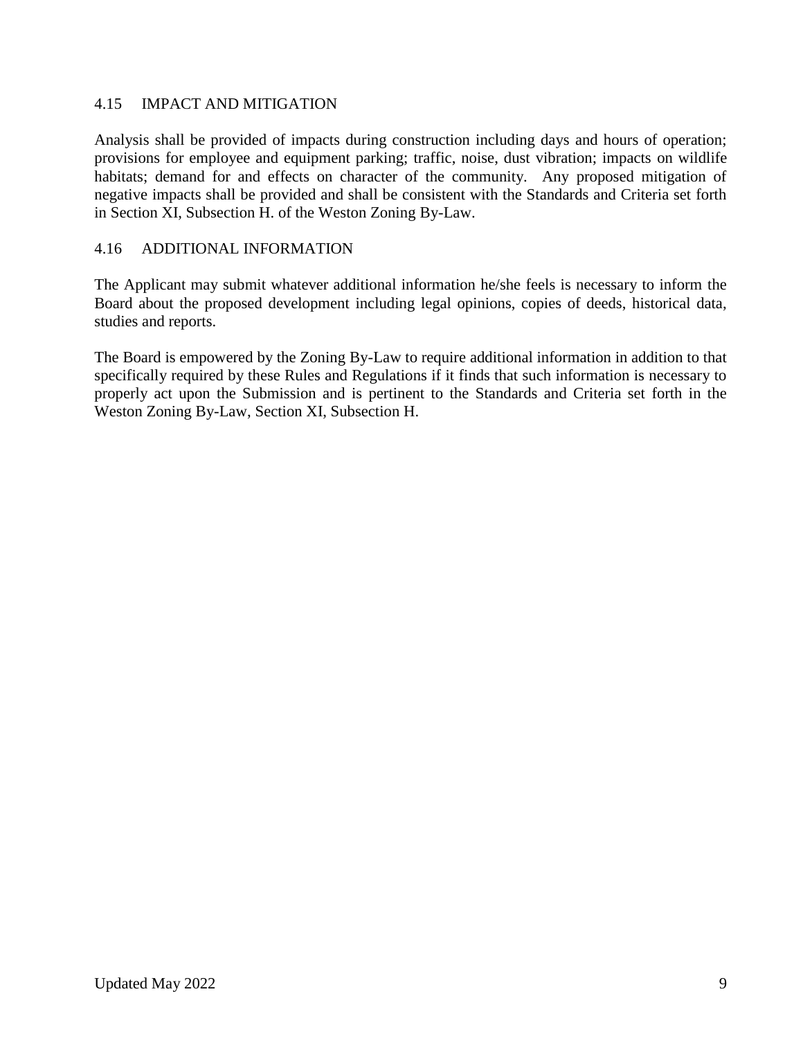## 4.15 IMPACT AND MITIGATION

Analysis shall be provided of impacts during construction including days and hours of operation; provisions for employee and equipment parking; traffic, noise, dust vibration; impacts on wildlife habitats; demand for and effects on character of the community. Any proposed mitigation of negative impacts shall be provided and shall be consistent with the Standards and Criteria set forth in Section XI, Subsection H. of the Weston Zoning By-Law.

## 4.16 ADDITIONAL INFORMATION

The Applicant may submit whatever additional information he/she feels is necessary to inform the Board about the proposed development including legal opinions, copies of deeds, historical data, studies and reports.

The Board is empowered by the Zoning By-Law to require additional information in addition to that specifically required by these Rules and Regulations if it finds that such information is necessary to properly act upon the Submission and is pertinent to the Standards and Criteria set forth in the Weston Zoning By-Law, Section XI, Subsection H.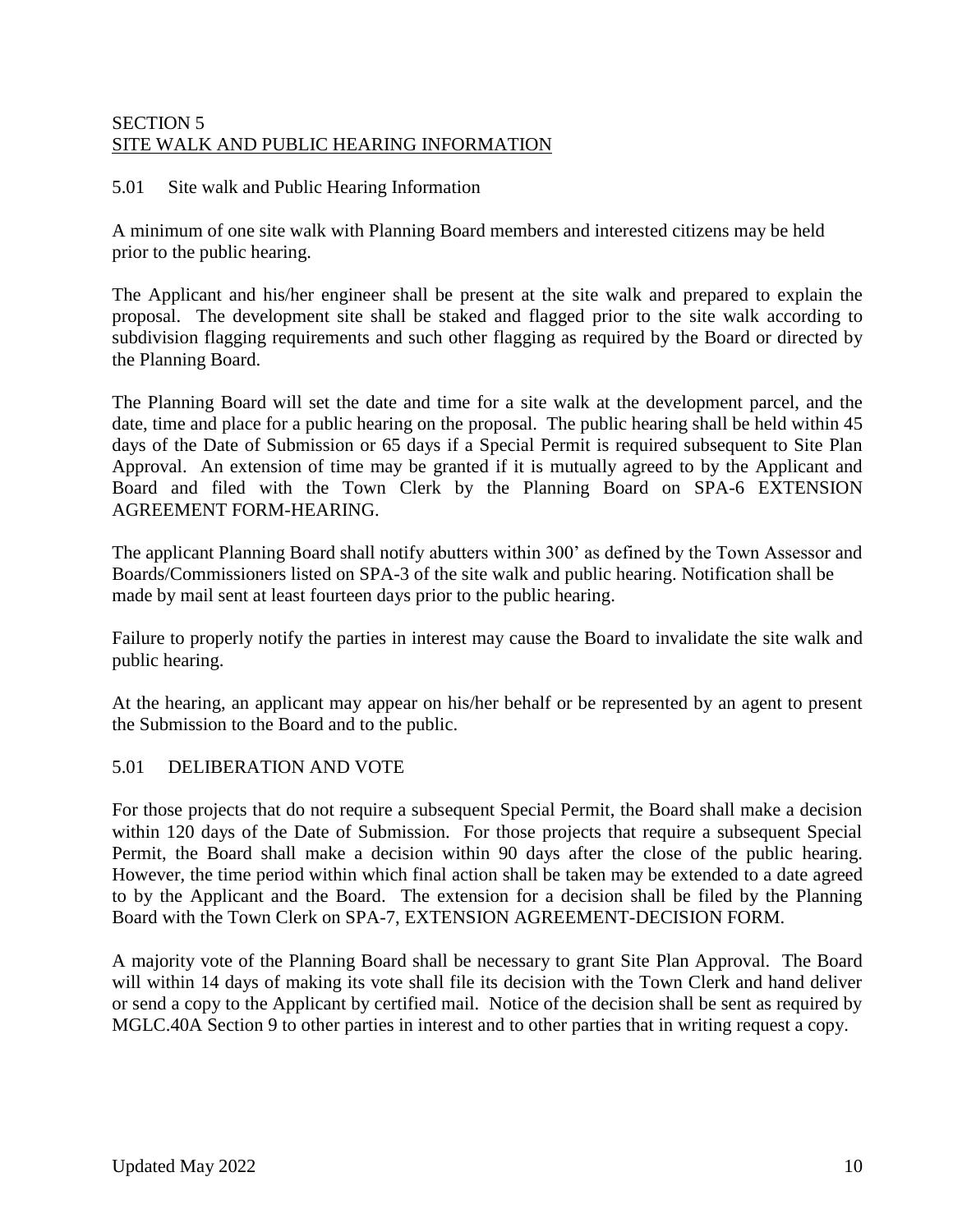# SECTION 5
## SITE WALK AND PUBLIC HEARING INFORMATION

### 5.01 Site walk and Public Hearing Information

A minimum of one site walk with Planning Board members and interested citizens may be held prior to the public hearing.

The Applicant and his/her engineer shall be present at the site walk and prepared to explain the proposal. The development site shall be staked and flagged prior to the site walk according to subdivision flagging requirements and such other flagging as required by the Board or directed by the Planning Board.

The Planning Board will set the date and time for a site walk at the development parcel, and the date, time and place for a public hearing on the proposal. The public hearing shall be held within 45 days of the Date of Submission or 65 days if a Special Permit is required subsequent to Site Plan Approval. An extension of time may be granted if it is mutually agreed to by the Applicant and Board and filed with the Town Clerk by the Planning Board on SPA-6 EXTENSION AGREEMENT FORM-HEARING.

The applicant Planning Board shall notify abutters within 300' as defined by the Town Assessor and Boards/Commissioners listed on SPA-3 of the site walk and public hearing. Notification shall be made by mail sent at least fourteen days prior to the public hearing.

Failure to properly notify the parties in interest may cause the Board to invalidate the site walk and public hearing.

At the hearing, an applicant may appear on his/her behalf or be represented by an agent to present the Submission to the Board and to the public.

### 5.01 DELIBERATION AND VOTE

For those projects that do not require a subsequent Special Permit, the Board shall make a decision within 120 days of the Date of Submission. For those projects that require a subsequent Special Permit, the Board shall make a decision within 90 days after the close of the public hearing. However, the time period within which final action shall be taken may be extended to a date agreed to by the Applicant and the Board. The extension for a decision shall be filed by the Planning Board with the Town Clerk on SPA-7, EXTENSION AGREEMENT-DECISION FORM.

A majority vote of the Planning Board shall be necessary to grant Site Plan Approval. The Board will within 14 days of making its vote shall file its decision with the Town Clerk and hand deliver or send a copy to the Applicant by certified mail. Notice of the decision shall be sent as required by MGLC.40A Section 9 to other parties in interest and to other parties that in writing request a copy.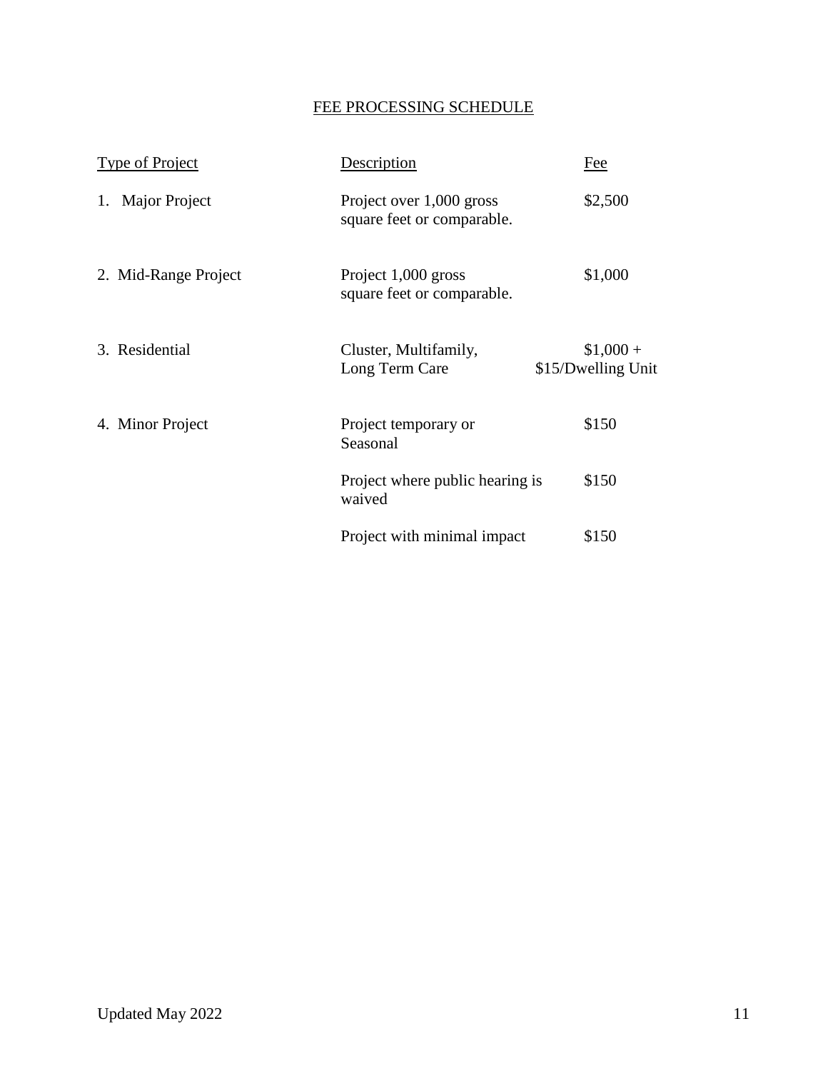## FEE PROCESSING SCHEDULE

| Type of Project | Description | Fee |
|---|---|---|
| 1. Major Project | Project over 1,000 gross square feet or comparable. | $2,500 |
| 2. Mid-Range Project | Project 1,000 gross square feet or comparable. | $1,000 |
| 3. Residential | Cluster, Multifamily, Long Term Care | $1,000 + $15/Dwelling Unit |
| 4. Minor Project | Project temporary or Seasonal | $150 |
| | Project where public hearing is waived | $150 |
| | Project with minimal impact | $150 |

Updated May 2022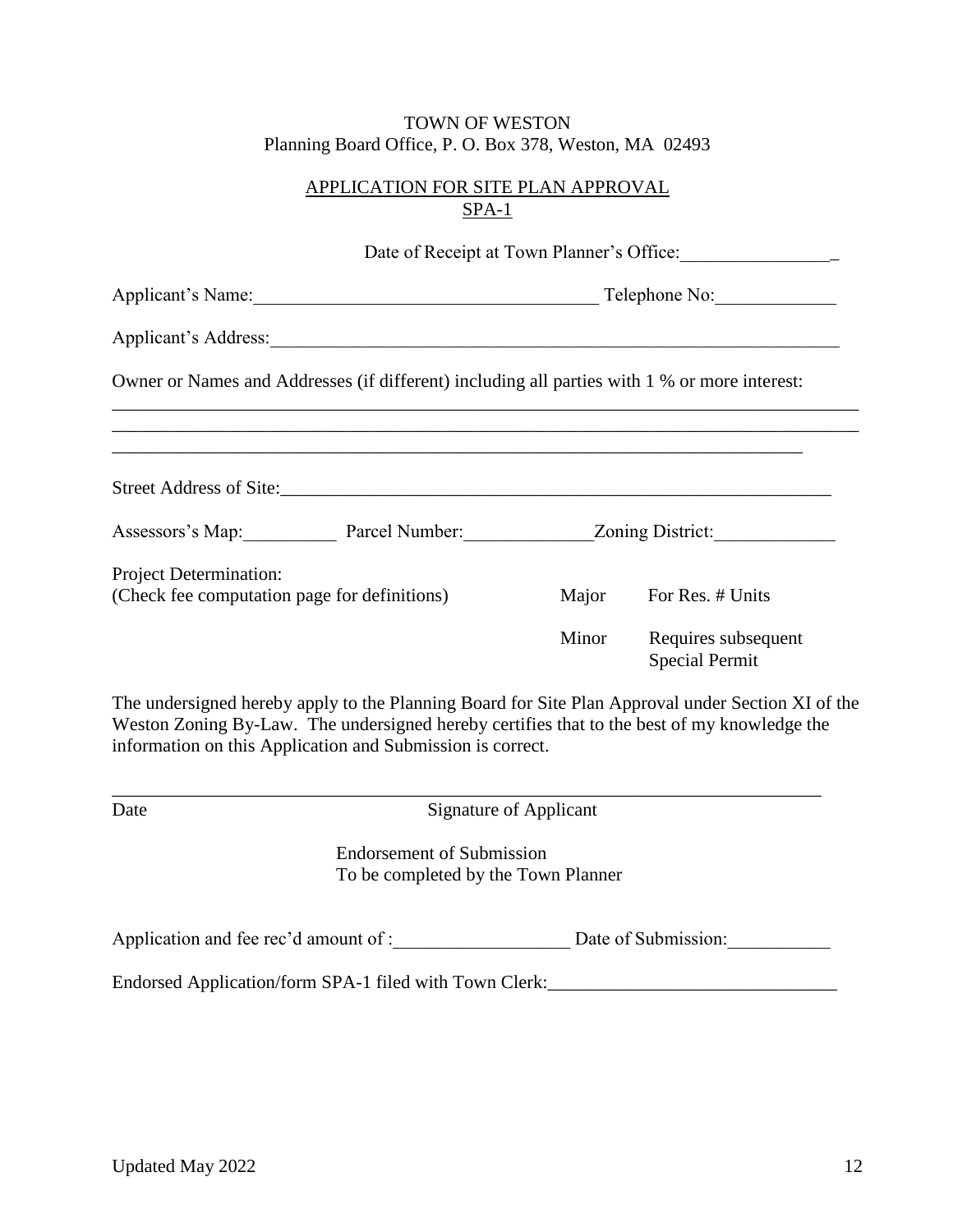TOWN OF WESTON
Planning Board Office, P. O. Box 378, Weston, MA 02493

## APPLICATION FOR SITE PLAN APPROVAL
## SPA-1

Date of Receipt at Town Planner's Office:_________________

Applicant's Name:_____________________________________ Telephone No:_____________

Applicant's Address:_______________________________________________________________

Owner or Names and Addresses (if different) including all parties with 1 % or more interest:

_______________________________________________________________________________

_______________________________________________________________________________

_____________________________________________________________________________

Street Address of Site:________________________________________________________

Assessors's Map:__________ Parcel Number:______________Zoning District:_____________

Project Determination:
(Check fee computation page for definitions)

Major For Res. # Units

Minor Requires subsequent Special Permit

The undersigned hereby apply to the Planning Board for Site Plan Approval under Section XI of the Weston Zoning By-Law. The undersigned hereby certifies that to the best of my knowledge the information on this Application and Submission is correct.

_______________________________________________________________________________

Date Signature of Applicant

Endorsement of Submission
To be completed by the Town Planner

Application and fee rec'd amount of :___________________ Date of Submission:___________

Endorsed Application/form SPA-1 filed with Town Clerk:______________________________

Updated May 2022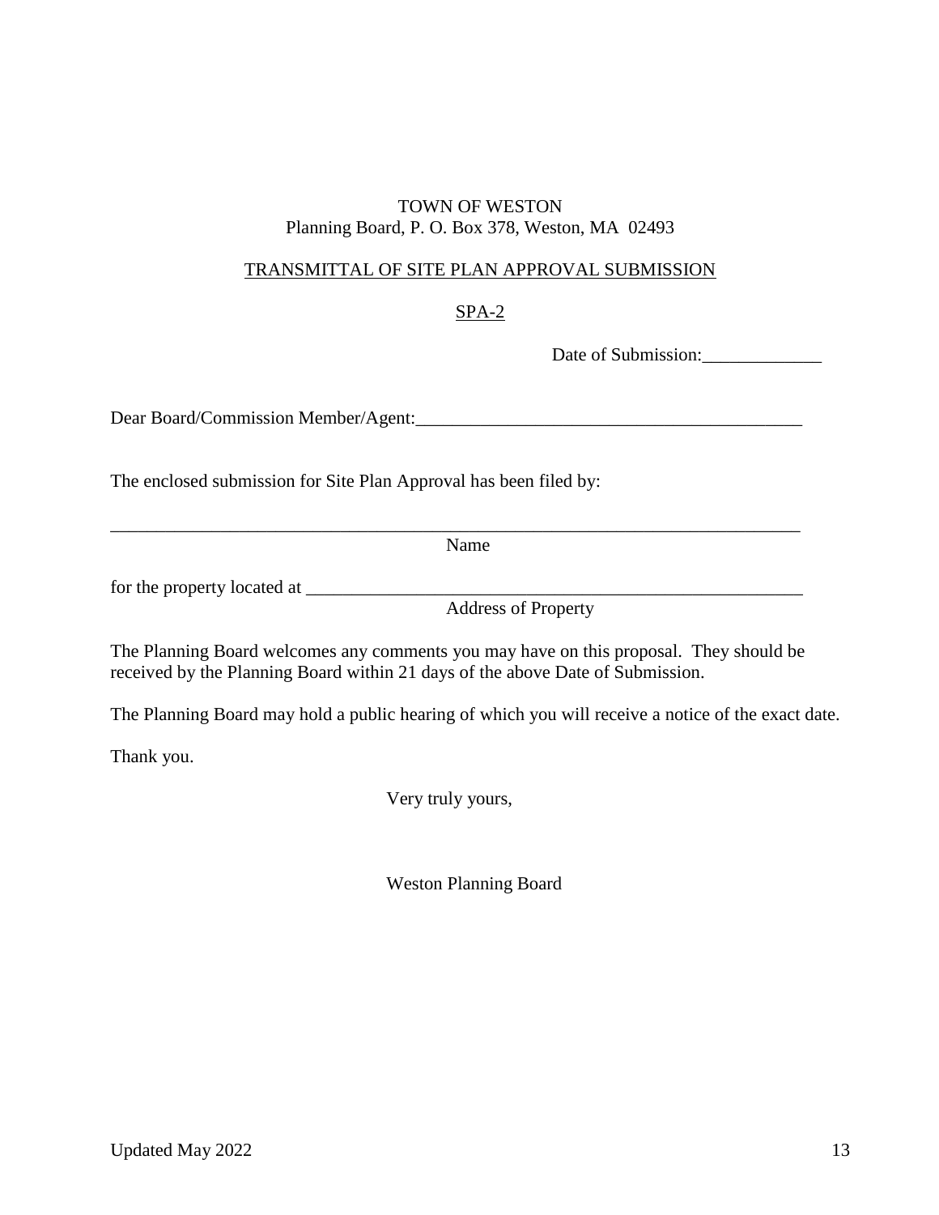TOWN OF WESTON
Planning Board, P. O. Box 378, Weston, MA 02493

TRANSMITTAL OF SITE PLAN APPROVAL SUBMISSION

SPA-2

Date of Submission:_____________

Dear Board/Commission Member/Agent:_________________________________________

The enclosed submission for Site Plan Approval has been filed by:

_____________________________________________________________________________
Name

for the property located at ________________________________________________________
Address of Property

The Planning Board welcomes any comments you may have on this proposal. They should be received by the Planning Board within 21 days of the above Date of Submission.

The Planning Board may hold a public hearing of which you will receive a notice of the exact date.

Thank you.

Very truly yours,

Weston Planning Board

Updated May 2022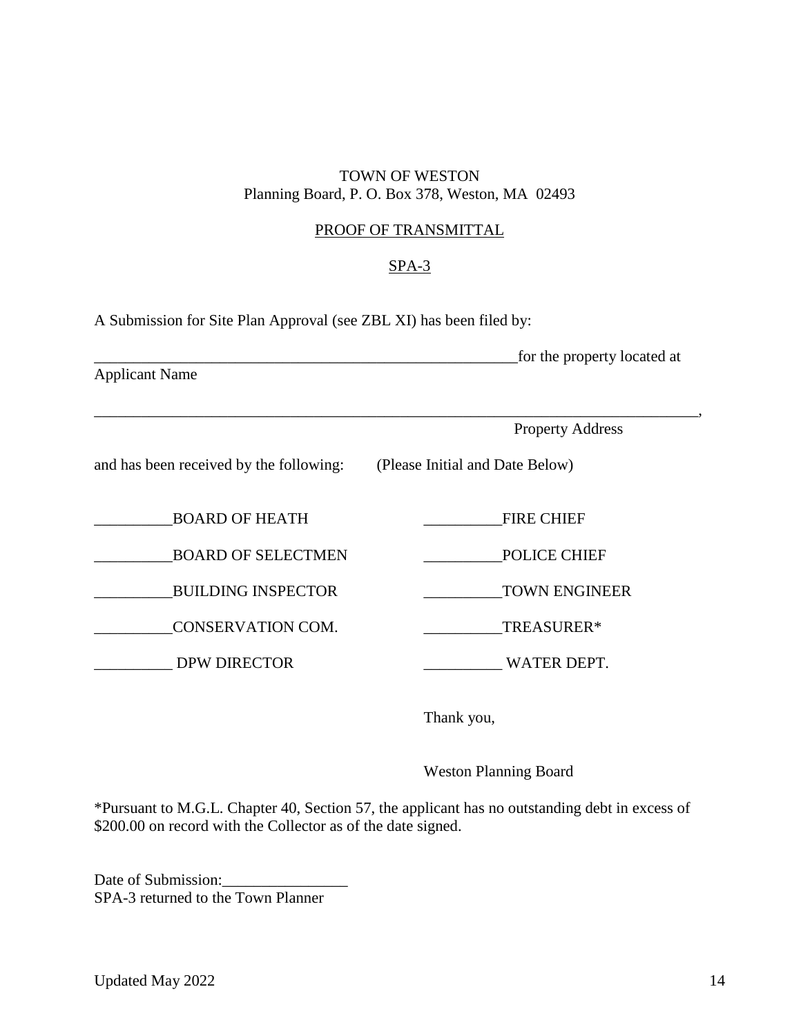TOWN OF WESTON
Planning Board, P. O. Box 378, Weston, MA 02493

PROOF OF TRANSMITTAL

SPA-3

A Submission for Site Plan Approval (see ZBL XI) has been filed by:

________________________________________________________for the property located at
Applicant Name

_________________________________________________________________________________,
Property Address

and has been received by the following: (Please Initial and Date Below)

__________BOARD OF HEATH

__________BOARD OF SELECTMEN

__________BUILDING INSPECTOR

__________CONSERVATION COM.

__________ DPW DIRECTOR

__________FIRE CHIEF

__________POLICE CHIEF

__________TOWN ENGINEER

__________TREASURER*

__________ WATER DEPT.

Thank you,

Weston Planning Board

*Pursuant to M.G.L. Chapter 40, Section 57, the applicant has no outstanding debt in excess of $200.00 on record with the Collector as of the date signed.

Date of Submission:________________
SPA-3 returned to the Town Planner

Updated May 2022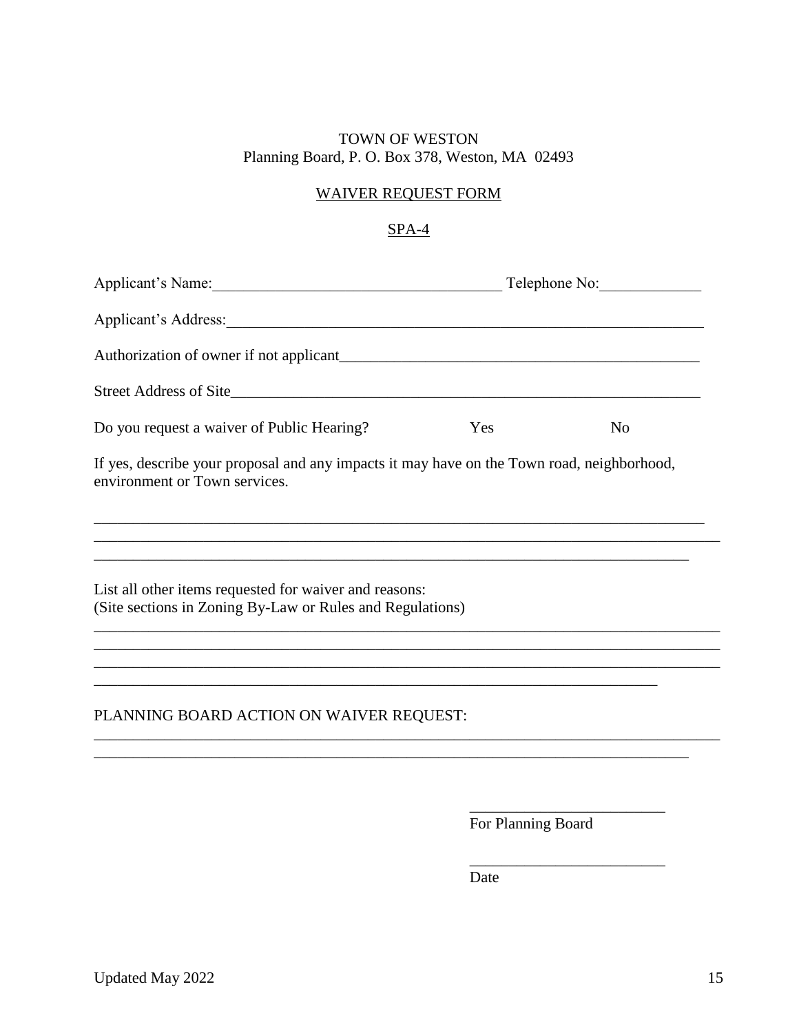TOWN OF WESTON
Planning Board, P. O. Box 378, Weston, MA 02493

WAIVER REQUEST FORM

SPA-4

Applicant's Name:_____________________________________ Telephone No:_____________

Applicant's Address:_____________________________________________________________

Authorization of owner if not applicant_______________________________________________

Street Address of Site____________________________________________________________

Do you request a waiver of Public Hearing? Yes No

If yes, describe your proposal and any impacts it may have on the Town road, neighborhood, environment or Town services.

_____________________________________________________________________________
_____________________________________________________________________________
_____________________________________________________________________________

List all other items requested for waiver and reasons:
(Site sections in Zoning By-Law or Rules and Regulations)

_____________________________________________________________________________
_____________________________________________________________________________
_____________________________________________________________________________
_____________________________________________________________________________

PLANNING BOARD ACTION ON WAIVER REQUEST:

_____________________________________________________________________________
_____________________________________________________________________________

_________________________
For Planning Board

_________________________
Date

Updated May 2022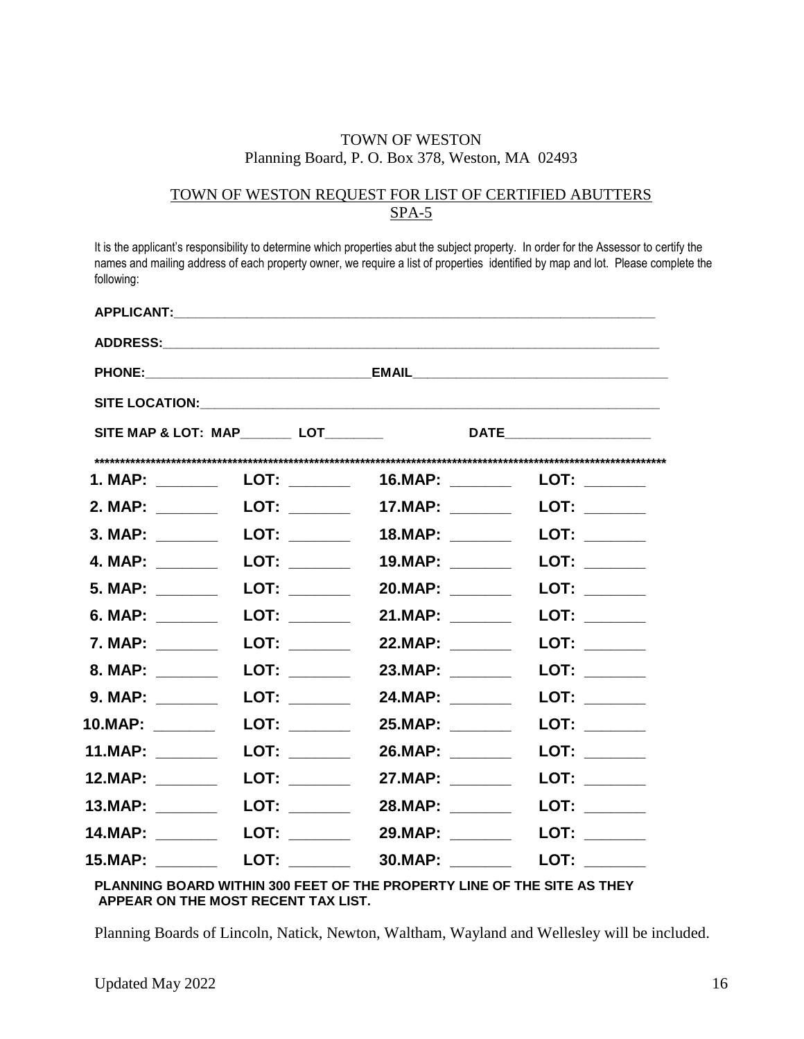TOWN OF WESTON
Planning Board, P. O. Box 378, Weston, MA 02493

TOWN OF WESTON REQUEST FOR LIST OF CERTIFIED ABUTTERS
SPA-5

It is the applicant's responsibility to determine which properties abut the subject property. In order for the Assessor to certify the names and mailing address of each property owner, we require a list of properties identified by map and lot. Please complete the following:

**APPLICANT:**______________________________________________________________________

**ADDRESS:**______________________________________________________________________

**PHONE:**______________________________**EMAIL**___________________________________

**SITE LOCATION:**_________________________________________________________________

**SITE MAP & LOT: MAP**_______ **LOT**________ **DATE**___________________

******************************************************************************************************************

| | | | |
|---|---|---|---|
| **1. MAP:** _______ | **LOT:** _______ | **16.MAP:** _______ | **LOT:** _______ |
| **2. MAP:** _______ | **LOT:** _______ | **17.MAP:** _______ | **LOT:** _______ |
| **3. MAP:** _______ | **LOT:** _______ | **18.MAP:** _______ | **LOT:** _______ |
| **4. MAP:** _______ | **LOT:** _______ | **19.MAP:** _______ | **LOT:** _______ |
| **5. MAP:** _______ | **LOT:** _______ | **20.MAP:** _______ | **LOT:** _______ |
| **6. MAP:** _______ | **LOT:** _______ | **21.MAP:** _______ | **LOT:** _______ |
| **7. MAP:** _______ | **LOT:** _______ | **22.MAP:** _______ | **LOT:** _______ |
| **8. MAP:** _______ | **LOT:** _______ | **23.MAP:** _______ | **LOT:** _______ |
| **9. MAP:** _______ | **LOT:** _______ | **24.MAP:** _______ | **LOT:** _______ |
| **10.MAP:** _______ | **LOT:** _______ | **25.MAP:** _______ | **LOT:** _______ |
| **11.MAP:** _______ | **LOT:** _______ | **26.MAP:** _______ | **LOT:** _______ |
| **12.MAP:** _______ | **LOT:** _______ | **27.MAP:** _______ | **LOT:** _______ |
| **13.MAP:** _______ | **LOT:** _______ | **28.MAP:** _______ | **LOT:** _______ |
| **14.MAP:** _______ | **LOT:** _______ | **29.MAP:** _______ | **LOT:** _______ |
| **15.MAP:** _______ | **LOT:** _______ | **30.MAP:** _______ | **LOT:** _______ |

**PLANNING BOARD WITHIN 300 FEET OF THE PROPERTY LINE OF THE SITE AS THEY APPEAR ON THE MOST RECENT TAX LIST.**

Planning Boards of Lincoln, Natick, Newton, Waltham, Wayland and Wellesley will be included.

Updated May 2022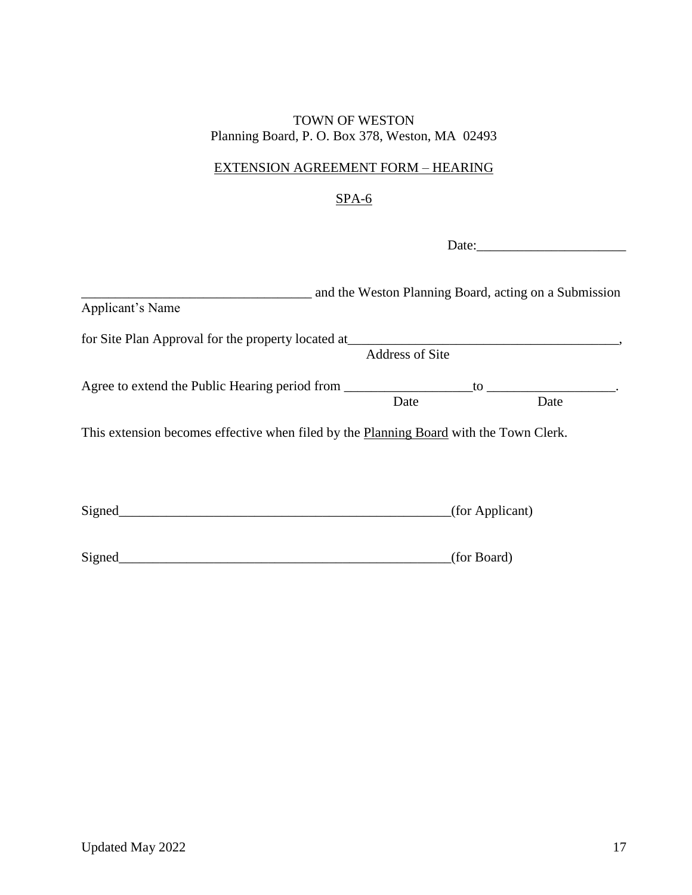TOWN OF WESTON
Planning Board, P. O. Box 378, Weston, MA 02493

EXTENSION AGREEMENT FORM – HEARING

SPA-6

Date:______________________

__________________________________ and the Weston Planning Board, acting on a Submission
Applicant's Name

for Site Plan Approval for the property located at_________________________________________,
Address of Site

Agree to extend the Public Hearing period from ___________________to ___________________.
Date Date

This extension becomes effective when filed by the Planning Board with the Town Clerk.

Signed___________________________________________________(for Applicant)

Signed___________________________________________________(for Board)

Updated May 2022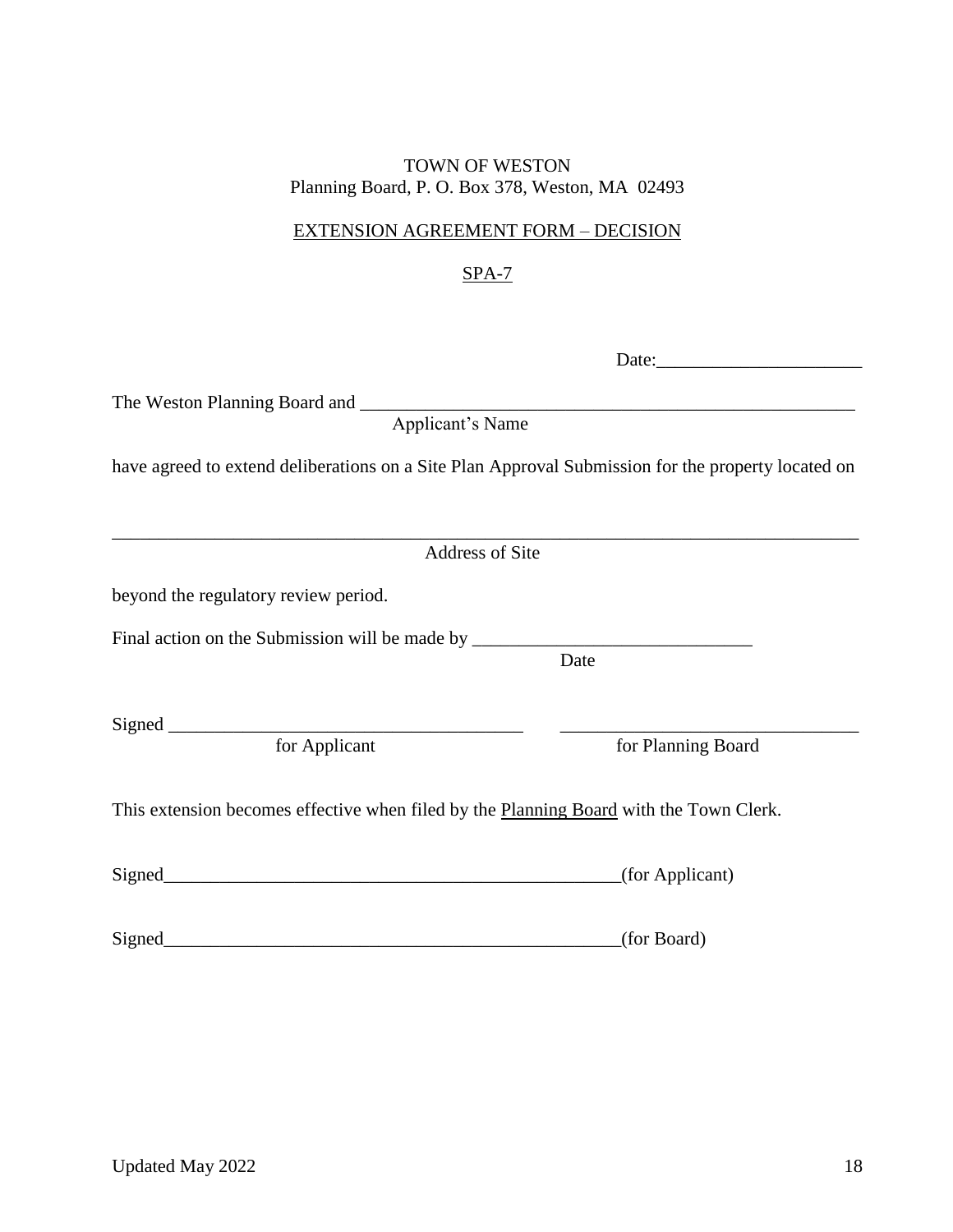TOWN OF WESTON
Planning Board, P. O. Box 378, Weston, MA 02493

EXTENSION AGREEMENT FORM – DECISION

SPA-7

Date:______________________

The Weston Planning Board and _______________________________________________________
Applicant's Name

have agreed to extend deliberations on a Site Plan Approval Submission for the property located on

_______________________________________________________________________________
Address of Site

beyond the regulatory review period.

Final action on the Submission will be made by ______________________________
Date

Signed ______________________________________ ________________________________
for Applicant for Planning Board

This extension becomes effective when filed by the Planning Board with the Town Clerk.

Signed__________________________________________________(for Applicant)

Signed__________________________________________________(for Board)

Updated May 2022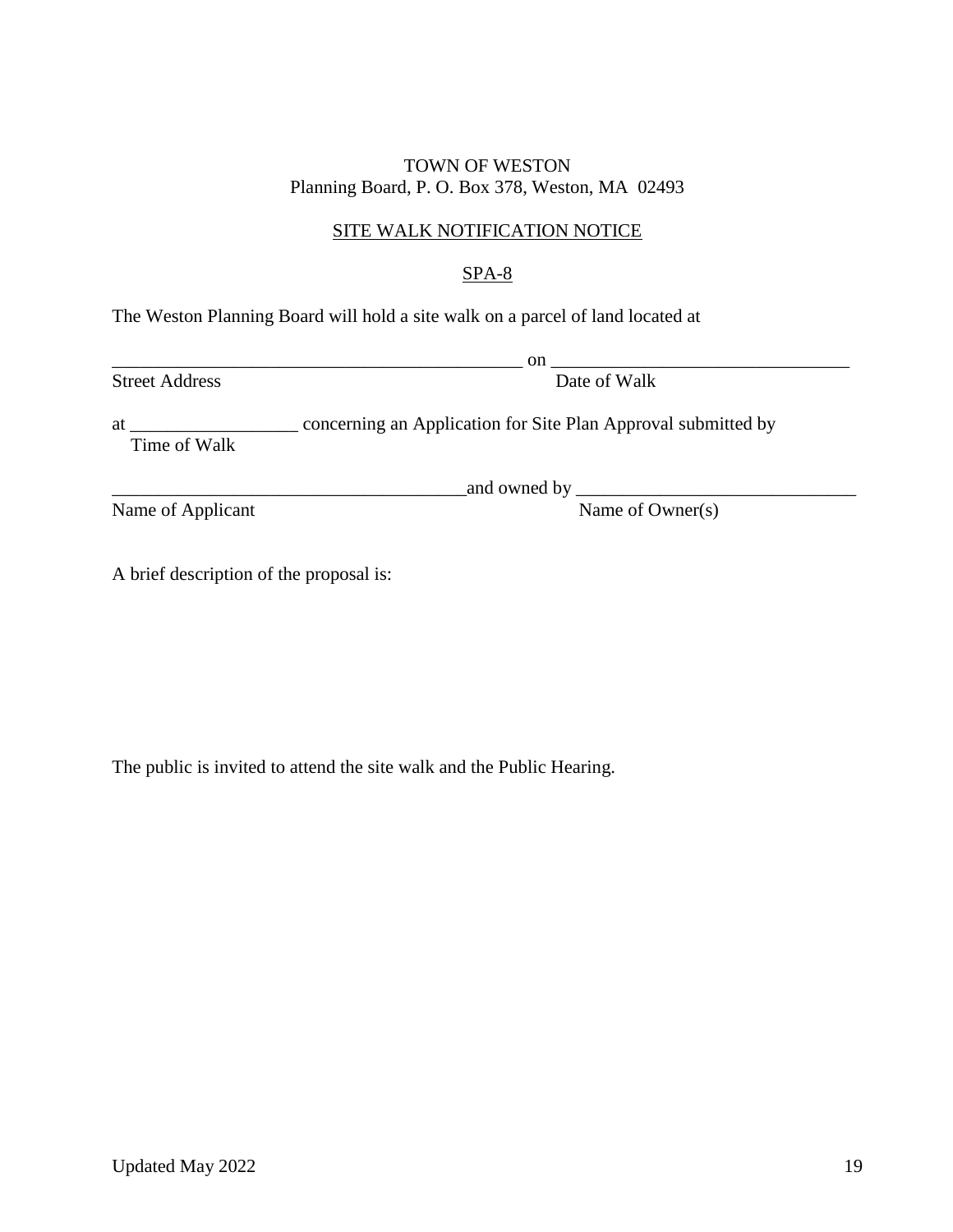TOWN OF WESTON
Planning Board, P. O. Box 378, Weston, MA  02493

<u>SITE WALK NOTIFICATION NOTICE</u>

<u>SPA-8</u>

The Weston Planning Board will hold a site walk on a parcel of land located at

_____________________________________________ on ________________________________
Street Address                                                                 Date of Walk

at __________________ concerning an Application for Site Plan Approval submitted by
Time of Walk

_______________________________________and owned by ______________________________
Name of Applicant                                                         Name of Owner(s)

A brief description of the proposal is:

The public is invited to attend the site walk and the Public Hearing.

Updated May 2022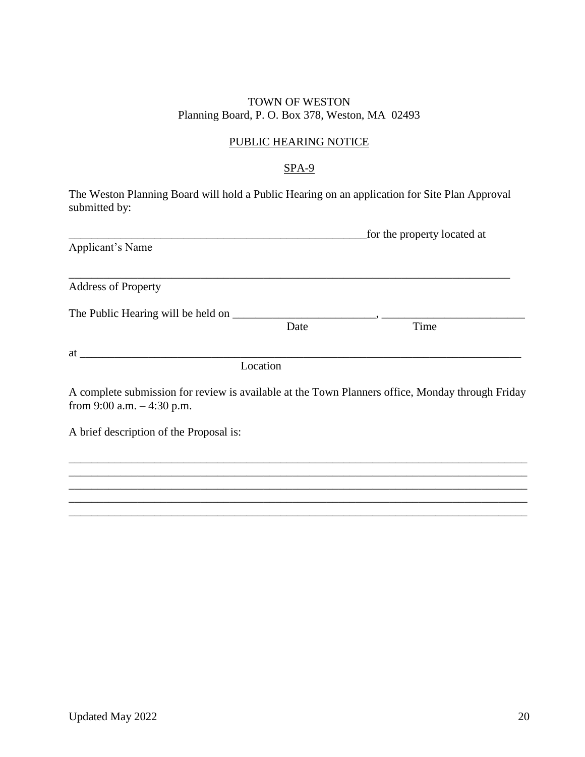TOWN OF WESTON
Planning Board, P. O. Box 378, Weston, MA 02493

PUBLIC HEARING NOTICE

SPA-9

The Weston Planning Board will hold a Public Hearing on an application for Site Plan Approval submitted by:

______________________________________________________for the property located at
Applicant's Name

________________________________________________________________________________
Address of Property

The Public Hearing will be held on _________________________, _________________________
Date Time

at ______________________________________________________________________________
Location

A complete submission for review is available at the Town Planners office, Monday through Friday from 9:00 a.m. – 4:30 p.m.

A brief description of the Proposal is:

__________________________________________________________________________________
__________________________________________________________________________________
__________________________________________________________________________________
__________________________________________________________________________________
__________________________________________________________________________________

Updated May 2022